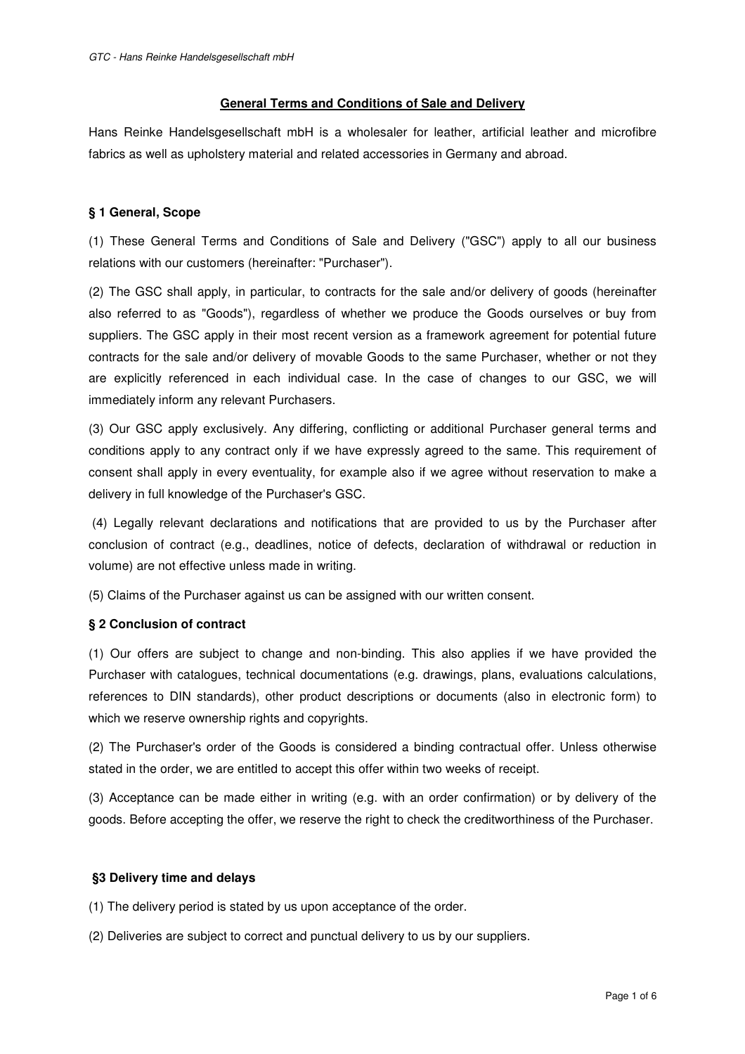# General Terms and Conditions of Sale and Delivery

Hans Reinke Handelsgesellschaft mbH is a wholesaler for leather, artificial leather and microfibre fabrics as well as upholstery material and related accessories in Germany and abroad.

## § 1 General, Scope

(1) These General Terms and Conditions of Sale and Delivery ("GSC") apply to all our business relations with our customers (hereinafter: "Purchaser").

(2) The GSC shall apply, in particular, to contracts for the sale and/or delivery of goods (hereinafter also referred to as "Goods"), regardless of whether we produce the Goods ourselves or buy from suppliers. The GSC apply in their most recent version as a framework agreement for potential future contracts for the sale and/or delivery of movable Goods to the same Purchaser, whether or not they are explicitly referenced in each individual case. In the case of changes to our GSC, we will immediately inform any relevant Purchasers.

(3) Our GSC apply exclusively. Any differing, conflicting or additional Purchaser general terms and conditions apply to any contract only if we have expressly agreed to the same. This requirement of consent shall apply in every eventuality, for example also if we agree without reservation to make a delivery in full knowledge of the Purchaser's GSC.

(4) Legally relevant declarations and notifications that are provided to us by the Purchaser after conclusion of contract (e.g., deadlines, notice of defects, declaration of withdrawal or reduction in volume) are not effective unless made in writing.

(5) Claims of the Purchaser against us can be assigned with our written consent.

## § 2 Conclusion of contract

(1) Our offers are subject to change and non-binding. This also applies if we have provided the Purchaser with catalogues, technical documentations (e.g. drawings, plans, evaluations calculations, references to DIN standards), other product descriptions or documents (also in electronic form) to which we reserve ownership rights and copyrights.

(2) The Purchaser's order of the Goods is considered a binding contractual offer. Unless otherwise stated in the order, we are entitled to accept this offer within two weeks of receipt.

(3) Acceptance can be made either in writing (e.g. with an order confirmation) or by delivery of the goods. Before accepting the offer, we reserve the right to check the creditworthiness of the Purchaser.

## §3 Delivery time and delays

(1) The delivery period is stated by us upon acceptance of the order.

(2) Deliveries are subject to correct and punctual delivery to us by our suppliers.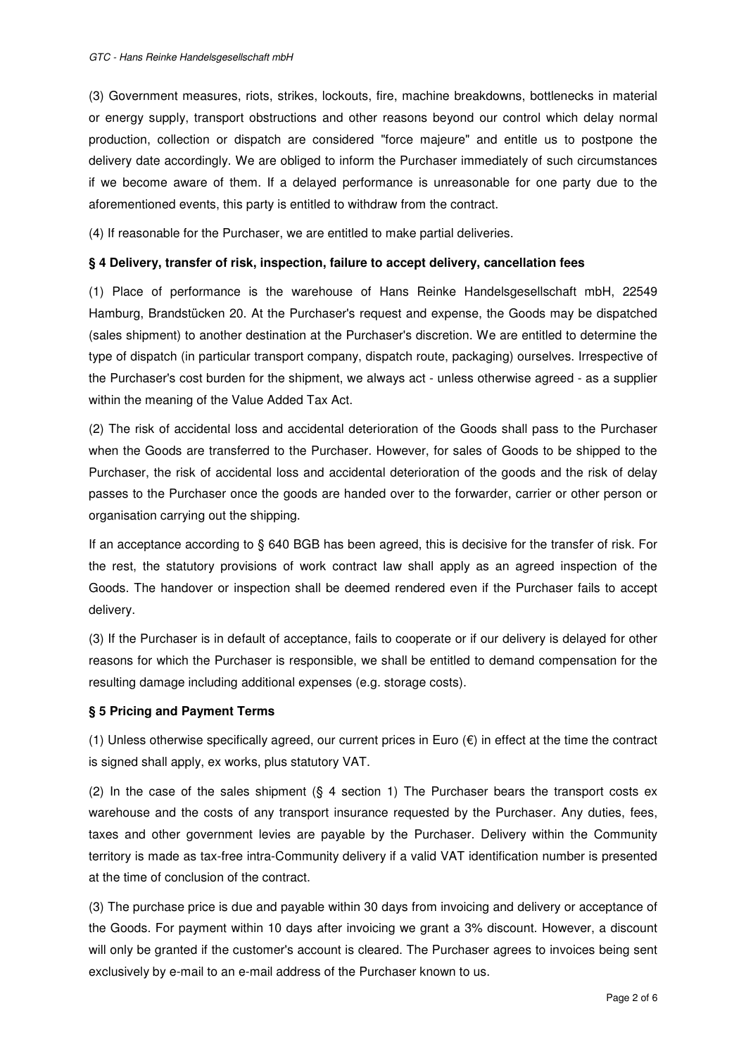(3) Government measures, riots, strikes, lockouts, fire, machine breakdowns, bottlenecks in material or energy supply, transport obstructions and other reasons beyond our control which delay normal production, collection or dispatch are considered "force majeure" and entitle us to postpone the delivery date accordingly. We are obliged to inform the Purchaser immediately of such circumstances if we become aware of them. If a delayed performance is unreasonable for one party due to the aforementioned events, this party is entitled to withdraw from the contract.

(4) If reasonable for the Purchaser, we are entitled to make partial deliveries.

### § 4 Delivery, transfer of risk, inspection, failure to accept delivery, cancellation fees

(1) Place of performance is the warehouse of Hans Reinke Handelsgesellschaft mbH, 22549 Hamburg, Brandstücken 20. At the Purchaser's request and expense, the Goods may be dispatched (sales shipment) to another destination at the Purchaser's discretion. We are entitled to determine the type of dispatch (in particular transport company, dispatch route, packaging) ourselves. Irrespective of the Purchaser's cost burden for the shipment, we always act - unless otherwise agreed - as a supplier within the meaning of the Value Added Tax Act.

(2) The risk of accidental loss and accidental deterioration of the Goods shall pass to the Purchaser when the Goods are transferred to the Purchaser. However, for sales of Goods to be shipped to the Purchaser, the risk of accidental loss and accidental deterioration of the goods and the risk of delay passes to the Purchaser once the goods are handed over to the forwarder, carrier or other person or organisation carrying out the shipping.

If an acceptance according to § 640 BGB has been agreed, this is decisive for the transfer of risk. For the rest, the statutory provisions of work contract law shall apply as an agreed inspection of the Goods. The handover or inspection shall be deemed rendered even if the Purchaser fails to accept delivery.

(3) If the Purchaser is in default of acceptance, fails to cooperate or if our delivery is delayed for other reasons for which the Purchaser is responsible, we shall be entitled to demand compensation for the resulting damage including additional expenses (e.g. storage costs).

### § 5 Pricing and Payment Terms

(1) Unless otherwise specifically agreed, our current prices in Euro (€) in effect at the time the contract is signed shall apply, ex works, plus statutory VAT.

(2) In the case of the sales shipment (§ 4 section 1) The Purchaser bears the transport costs ex warehouse and the costs of any transport insurance requested by the Purchaser. Any duties, fees, taxes and other government levies are payable by the Purchaser. Delivery within the Community territory is made as tax-free intra-Community delivery if a valid VAT identification number is presented at the time of conclusion of the contract.

(3) The purchase price is due and payable within 30 days from invoicing and delivery or acceptance of the Goods. For payment within 10 days after invoicing we grant a 3% discount. However, a discount will only be granted if the customer's account is cleared. The Purchaser agrees to invoices being sent exclusively by e-mail to an e-mail address of the Purchaser known to us.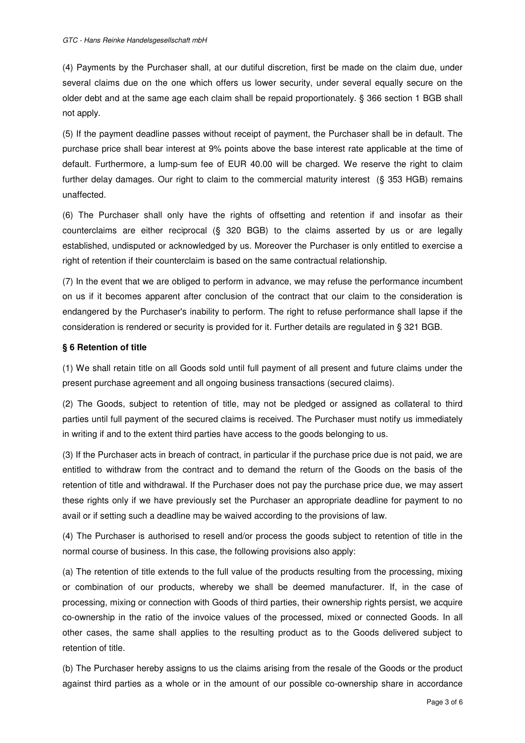(4) Payments by the Purchaser shall, at our dutiful discretion, first be made on the claim due, under several claims due on the one which offers us lower security, under several equally secure on the older debt and at the same age each claim shall be repaid proportionately. § 366 section 1 BGB shall not apply.

(5) If the payment deadline passes without receipt of payment, the Purchaser shall be in default. The purchase price shall bear interest at 9% points above the base interest rate applicable at the time of default. Furthermore, a lump-sum fee of EUR 40.00 will be charged. We reserve the right to claim further delay damages. Our right to claim to the commercial maturity interest (§ 353 HGB) remains unaffected.

(6) The Purchaser shall only have the rights of offsetting and retention if and insofar as their counterclaims are either reciprocal (§ 320 BGB) to the claims asserted by us or are legally established, undisputed or acknowledged by us. Moreover the Purchaser is only entitled to exercise a right of retention if their counterclaim is based on the same contractual relationship.

(7) In the event that we are obliged to perform in advance, we may refuse the performance incumbent on us if it becomes apparent after conclusion of the contract that our claim to the consideration is endangered by the Purchaser's inability to perform. The right to refuse performance shall lapse if the consideration is rendered or security is provided for it. Further details are regulated in § 321 BGB.

**§ 6 Retention of title**

(1) We shall retain title on all Goods sold until full payment of all present and future claims under the present purchase agreement and all ongoing business transactions (secured claims).

(2) The Goods, subject to retention of title, may not be pledged or assigned as collateral to third parties until full payment of the secured claims is received. The Purchaser must notify us immediately in writing if and to the extent third parties have access to the goods belonging to us.

(3) If the Purchaser acts in breach of contract, in particular if the purchase price due is not paid, we are entitled to withdraw from the contract and to demand the return of the Goods on the basis of the retention of title and withdrawal. If the Purchaser does not pay the purchase price due, we may assert these rights only if we have previously set the Purchaser an appropriate deadline for payment to no avail or if setting such a deadline may be waived according to the provisions of law.

(4) The Purchaser is authorised to resell and/or process the goods subject to retention of title in the normal course of business. In this case, the following provisions also apply:

(a) The retention of title extends to the full value of the products resulting from the processing, mixing or combination of our products, whereby we shall be deemed manufacturer. If, in the case of processing, mixing or connection with Goods of third parties, their ownership rights persist, we acquire co-ownership in the ratio of the invoice values of the processed, mixed or connected Goods. In all other cases, the same shall applies to the resulting product as to the Goods delivered subject to retention of title.

(b) The Purchaser hereby assigns to us the claims arising from the resale of the Goods or the product against third parties as a whole or in the amount of our possible co-ownership share in accordance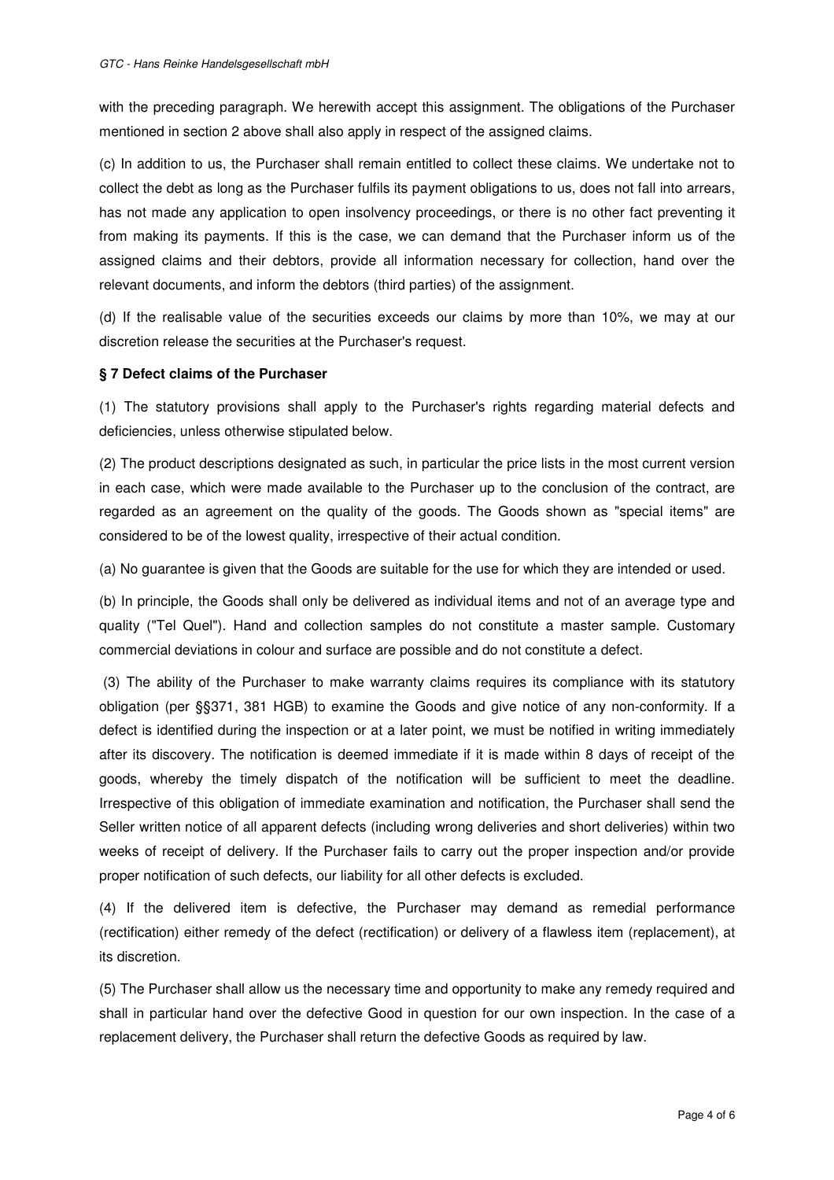with the preceding paragraph. We herewith accept this assignment. The obligations of the Purchaser mentioned in section 2 above shall also apply in respect of the assigned claims.

(c) In addition to us, the Purchaser shall remain entitled to collect these claims. We undertake not to collect the debt as long as the Purchaser fulfils its payment obligations to us, does not fall into arrears, has not made any application to open insolvency proceedings, or there is no other fact preventing it from making its payments. If this is the case, we can demand that the Purchaser inform us of the assigned claims and their debtors, provide all information necessary for collection, hand over the relevant documents, and inform the debtors (third parties) of the assignment.

(d) If the realisable value of the securities exceeds our claims by more than 10%, we may at our discretion release the securities at the Purchaser's request.

### § 7 Defect claims of the Purchaser

(1) The statutory provisions shall apply to the Purchaser's rights regarding material defects and deficiencies, unless otherwise stipulated below.

(2) The product descriptions designated as such, in particular the price lists in the most current version in each case, which were made available to the Purchaser up to the conclusion of the contract, are regarded as an agreement on the quality of the goods. The Goods shown as "special items" are considered to be of the lowest quality, irrespective of their actual condition.

(a) No guarantee is given that the Goods are suitable for the use for which they are intended or used.

(b) In principle, the Goods shall only be delivered as individual items and not of an average type and quality ("Tel Quel"). Hand and collection samples do not constitute a master sample. Customary commercial deviations in colour and surface are possible and do not constitute a defect.

(3) The ability of the Purchaser to make warranty claims requires its compliance with its statutory obligation (per §§371, 381 HGB) to examine the Goods and give notice of any non-conformity. If a defect is identified during the inspection or at a later point, we must be notified in writing immediately after its discovery. The notification is deemed immediate if it is made within 8 days of receipt of the goods, whereby the timely dispatch of the notification will be sufficient to meet the deadline. Irrespective of this obligation of immediate examination and notification, the Purchaser shall send the Seller written notice of all apparent defects (including wrong deliveries and short deliveries) within two weeks of receipt of delivery. If the Purchaser fails to carry out the proper inspection and/or provide proper notification of such defects, our liability for all other defects is excluded.

(4) If the delivered item is defective, the Purchaser may demand as remedial performance (rectification) either remedy of the defect (rectification) or delivery of a flawless item (replacement), at its discretion.

(5) The Purchaser shall allow us the necessary time and opportunity to make any remedy required and shall in particular hand over the defective Good in question for our own inspection. In the case of a replacement delivery, the Purchaser shall return the defective Goods as required by law.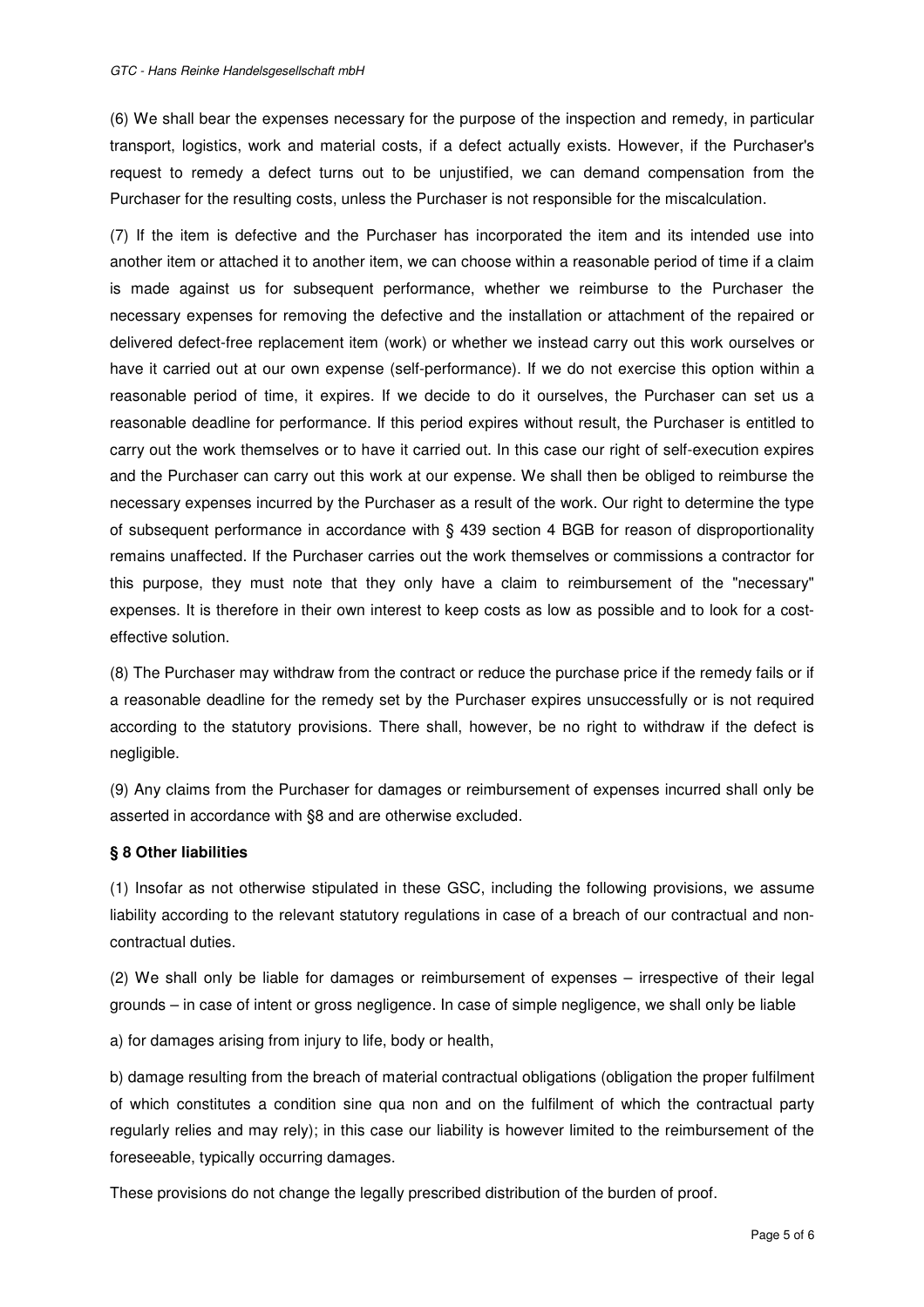(6) We shall bear the expenses necessary for the purpose of the inspection and remedy, in particular transport, logistics, work and material costs, if a defect actually exists. However, if the Purchaser's request to remedy a defect turns out to be unjustified, we can demand compensation from the Purchaser for the resulting costs, unless the Purchaser is not responsible for the miscalculation.

(7) If the item is defective and the Purchaser has incorporated the item and its intended use into another item or attached it to another item, we can choose within a reasonable period of time if a claim is made against us for subsequent performance, whether we reimburse to the Purchaser the necessary expenses for removing the defective and the installation or attachment of the repaired or delivered defect-free replacement item (work) or whether we instead carry out this work ourselves or have it carried out at our own expense (self-performance). If we do not exercise this option within a reasonable period of time, it expires. If we decide to do it ourselves, the Purchaser can set us a reasonable deadline for performance. If this period expires without result, the Purchaser is entitled to carry out the work themselves or to have it carried out. In this case our right of self-execution expires and the Purchaser can carry out this work at our expense. We shall then be obliged to reimburse the necessary expenses incurred by the Purchaser as a result of the work. Our right to determine the type of subsequent performance in accordance with § 439 section 4 BGB for reason of disproportionality remains unaffected. If the Purchaser carries out the work themselves or commissions a contractor for this purpose, they must note that they only have a claim to reimbursement of the "necessary" expenses. It is therefore in their own interest to keep costs as low as possible and to look for a cost-effective solution.

(8) The Purchaser may withdraw from the contract or reduce the purchase price if the remedy fails or if a reasonable deadline for the remedy set by the Purchaser expires unsuccessfully or is not required according to the statutory provisions. There shall, however, be no right to withdraw if the defect is negligible.

(9) Any claims from the Purchaser for damages or reimbursement of expenses incurred shall only be asserted in accordance with §8 and are otherwise excluded.

**§ 8 Other liabilities**

(1) Insofar as not otherwise stipulated in these GSC, including the following provisions, we assume liability according to the relevant statutory regulations in case of a breach of our contractual and non-contractual duties.

(2) We shall only be liable for damages or reimbursement of expenses – irrespective of their legal grounds – in case of intent or gross negligence. In case of simple negligence, we shall only be liable

a) for damages arising from injury to life, body or health,

b) damage resulting from the breach of material contractual obligations (obligation the proper fulfilment of which constitutes a condition sine qua non and on the fulfilment of which the contractual party regularly relies and may rely); in this case our liability is however limited to the reimbursement of the foreseeable, typically occurring damages.

These provisions do not change the legally prescribed distribution of the burden of proof.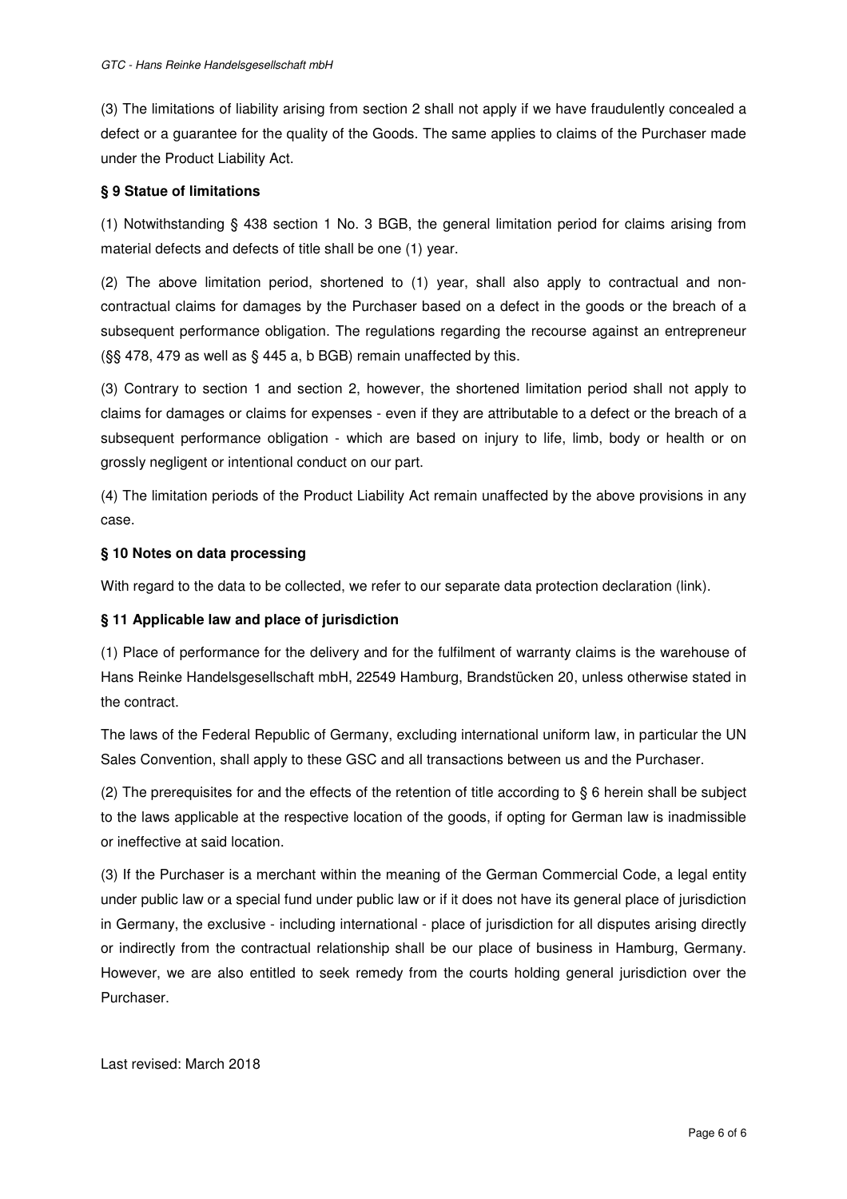(3) The limitations of liability arising from section 2 shall not apply if we have fraudulently concealed a defect or a guarantee for the quality of the Goods. The same applies to claims of the Purchaser made under the Product Liability Act.

### § 9 Statue of limitations

(1) Notwithstanding § 438 section 1 No. 3 BGB, the general limitation period for claims arising from material defects and defects of title shall be one (1) year.

(2) The above limitation period, shortened to (1) year, shall also apply to contractual and non-contractual claims for damages by the Purchaser based on a defect in the goods or the breach of a subsequent performance obligation. The regulations regarding the recourse against an entrepreneur (§§ 478, 479 as well as § 445 a, b BGB) remain unaffected by this.

(3) Contrary to section 1 and section 2, however, the shortened limitation period shall not apply to claims for damages or claims for expenses - even if they are attributable to a defect or the breach of a subsequent performance obligation - which are based on injury to life, limb, body or health or on grossly negligent or intentional conduct on our part.

(4) The limitation periods of the Product Liability Act remain unaffected by the above provisions in any case.

### § 10 Notes on data processing

With regard to the data to be collected, we refer to our separate data protection declaration (link).

### § 11 Applicable law and place of jurisdiction

(1) Place of performance for the delivery and for the fulfilment of warranty claims is the warehouse of Hans Reinke Handelsgesellschaft mbH, 22549 Hamburg, Brandstücken 20, unless otherwise stated in the contract.

The laws of the Federal Republic of Germany, excluding international uniform law, in particular the UN Sales Convention, shall apply to these GSC and all transactions between us and the Purchaser.

(2) The prerequisites for and the effects of the retention of title according to § 6 herein shall be subject to the laws applicable at the respective location of the goods, if opting for German law is inadmissible or ineffective at said location.

(3) If the Purchaser is a merchant within the meaning of the German Commercial Code, a legal entity under public law or a special fund under public law or if it does not have its general place of jurisdiction in Germany, the exclusive - including international - place of jurisdiction for all disputes arising directly or indirectly from the contractual relationship shall be our place of business in Hamburg, Germany. However, we are also entitled to seek remedy from the courts holding general jurisdiction over the Purchaser.

Last revised: March 2018